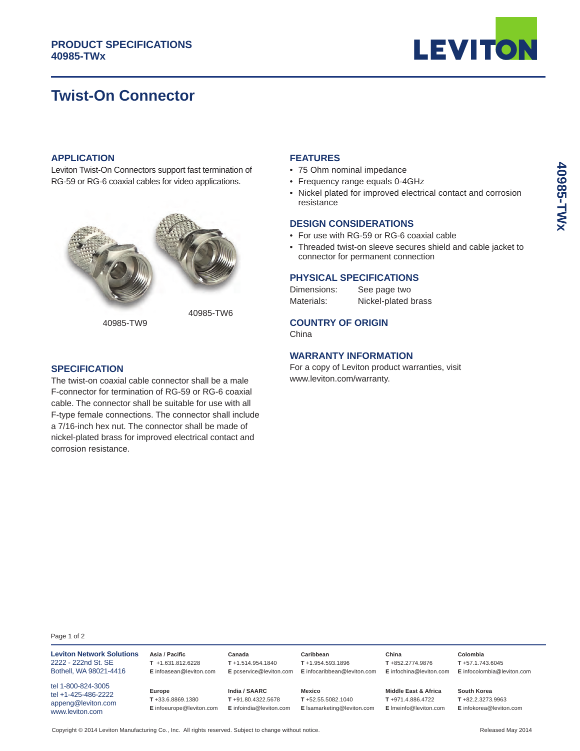**PRODUCT SPECIFICATIONS**
**40985-TWx**

# Twist-On Connector

## APPLICATION

Leviton Twist-On Connectors support fast termination of RG-59 or RG-6 coaxial cables for video applications.

40985-TW9

40985-TW6

## SPECIFICATION

The twist-on coaxial cable connector shall be a male F-connector for termination of RG-59 or RG-6 coaxial cable. The connector shall be suitable for use with all F-type female connections. The connector shall include a 7/16-inch hex nut. The connector shall be made of nickel-plated brass for improved electrical contact and corrosion resistance.

## FEATURES

- 75 Ohm nominal impedance
- Frequency range equals 0-4GHz
- Nickel plated for improved electrical contact and corrosion resistance

## DESIGN CONSIDERATIONS

- For use with RG-59 or RG-6 coaxial cable
- Threaded twist-on sleeve secures shield and cable jacket to connector for permanent connection

## PHYSICAL SPECIFICATIONS

| | |
|---|---|
| Dimensions: | See page two |
| Materials: | Nickel-plated brass |

## COUNTRY OF ORIGIN

China

## WARRANTY INFORMATION

For a copy of Leviton product warranties, visit www.leviton.com/warranty.

---

**Leviton Network Solutions**
2222 - 222nd St. SE
Bothell, WA 98021-4416

tel 1-800-824-3005
tel +1-425-486-2222
appeng@leviton.com
www.leviton.com

**Asia / Pacific**
**T** +1.631.812.6228
**E** infoasean@leviton.com

**Canada**
**T** +1.514.954.1840
**E** pcservice@leviton.com

**Caribbean**
**T** +1.954.593.1896
**E** infocaribbean@leviton.com

**China**
**T** +852.2774.9876
**E** infochina@leviton.com

**Colombia**
**T** +57.1.743.6045
**E** infocolombia@leviton.com

**Europe**
**T** +33.6.8869.1380
**E** infoeurope@leviton.com

**India / SAARC**
**T** +91.80.4322.5678
**E** infoindia@leviton.com

**Mexico**
**T** +52.55.5082.1040
**E** lsamarketing@leviton.com

**Middle East & Africa**
**T** +971.4.886.4722
**E** lmeinfo@leviton.com

**South Korea**
**T** +82.2.3273.9963
**E** infokorea@leviton.com

Copyright © 2014 Leviton Manufacturing Co., Inc. All rights reserved. Subject to change without notice.

Released May 2014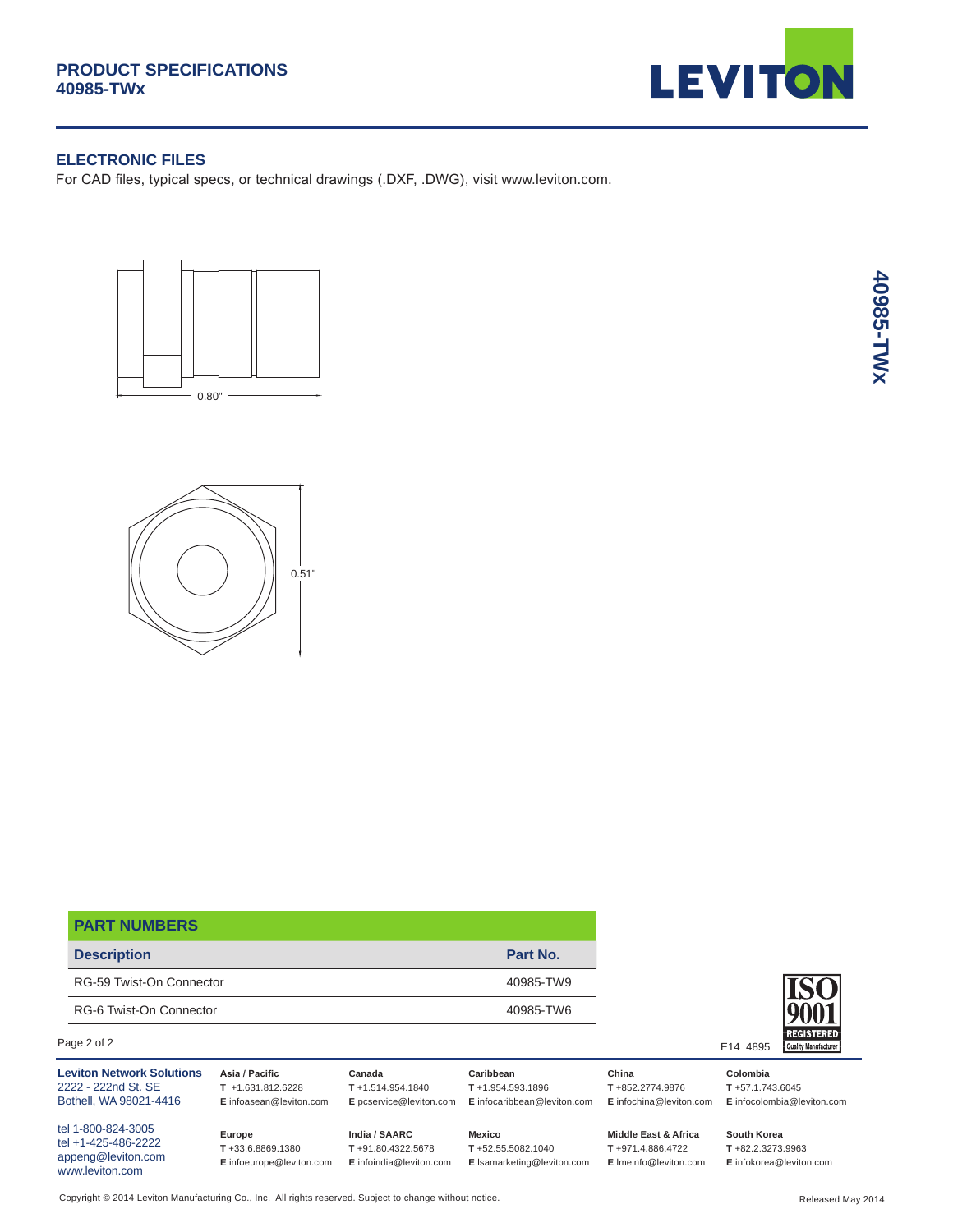## ELECTRONIC FILES

For CAD files, typical specs, or technical drawings (.DXF, .DWG), visit www.leviton.com.

0.80"

0.51"

## PART NUMBERS

| Description | Part No. |
|---|---|
| RG-59 Twist-On Connector | 40985-TW9 |
| RG-6 Twist-On Connector | 40985-TW6 |

E14 4895

**Leviton Network Solutions**
2222 - 222nd St. SE
Bothell, WA 98021-4416

tel 1-800-824-3005
tel +1-425-486-2222
appeng@leviton.com
www.leviton.com

**Asia / Pacific**
**T** +1.631.812.6228
**E** infoasean@leviton.com

**Canada**
**T** +1.514.954.1840
**E** pcservice@leviton.com

**Caribbean**
**T** +1.954.593.1896
**E** infocaribbean@leviton.com

**China**
**T** +852.2774.9876
**E** infochina@leviton.com

**Colombia**
**T** +57.1.743.6045
**E** infocolombia@leviton.com

**Europe**
**T** +33.6.8869.1380
**E** infoeurope@leviton.com

**India / SAARC**
**T** +91.80.4322.5678
**E** infoindia@leviton.com

**Mexico**
**T** +52.55.5082.1040
**E** lsamarketing@leviton.com

**Middle East & Africa**
**T** +971.4.886.4722
**E** lmeinfo@leviton.com

**South Korea**
**T** +82.2.3273.9963
**E** infokorea@leviton.com

Copyright © 2014 Leviton Manufacturing Co., Inc. All rights reserved. Subject to change without notice.

Released May 2014